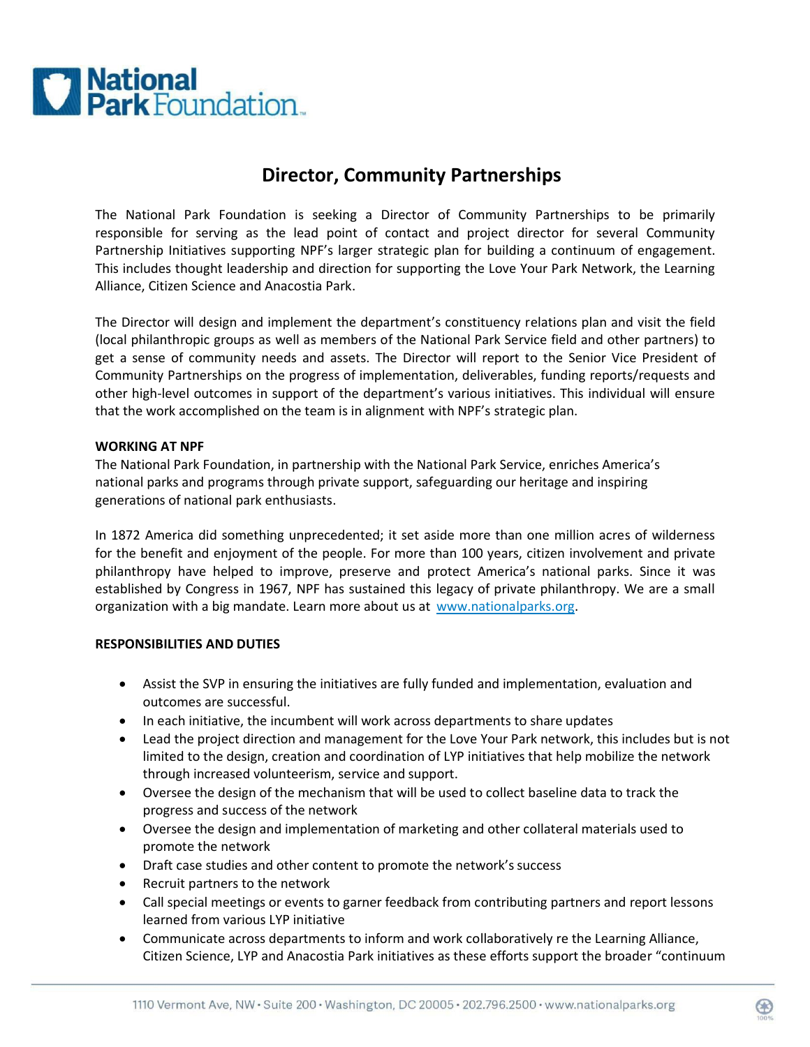# Director, Community Partnerships

The National Park Foundation is seeking a Director of Community Partnerships to be primarily responsible for serving as the lead point of contact and project director for several Community Partnership Initiatives supporting NPF's larger strategic plan for building a continuum of engagement. This includes thought leadership and direction for supporting the Love Your Park Network, the Learning Alliance, Citizen Science and Anacostia Park.

The Director will design and implement the department's constituency relations plan and visit the field (local philanthropic groups as well as members of the National Park Service field and other partners) to get a sense of community needs and assets. The Director will report to the Senior Vice President of Community Partnerships on the progress of implementation, deliverables, funding reports/requests and other high-level outcomes in support of the department's various initiatives. This individual will ensure that the work accomplished on the team is in alignment with NPF's strategic plan.

**WORKING AT NPF**

The National Park Foundation, in partnership with the National Park Service, enriches America's national parks and programs through private support, safeguarding our heritage and inspiring generations of national park enthusiasts.

In 1872 America did something unprecedented; it set aside more than one million acres of wilderness for the benefit and enjoyment of the people. For more than 100 years, citizen involvement and private philanthropy have helped to improve, preserve and protect America's national parks. Since it was established by Congress in 1967, NPF has sustained this legacy of private philanthropy. We are a small organization with a big mandate. Learn more about us at www.nationalparks.org.

**RESPONSIBILITIES AND DUTIES**

- Assist the SVP in ensuring the initiatives are fully funded and implementation, evaluation and outcomes are successful.
- In each initiative, the incumbent will work across departments to share updates
- Lead the project direction and management for the Love Your Park network, this includes but is not limited to the design, creation and coordination of LYP initiatives that help mobilize the network through increased volunteerism, service and support.
- Oversee the design of the mechanism that will be used to collect baseline data to track the progress and success of the network
- Oversee the design and implementation of marketing and other collateral materials used to promote the network
- Draft case studies and other content to promote the network's success
- Recruit partners to the network
- Call special meetings or events to garner feedback from contributing partners and report lessons learned from various LYP initiative
- Communicate across departments to inform and work collaboratively re the Learning Alliance, Citizen Science, LYP and Anacostia Park initiatives as these efforts support the broader "continuum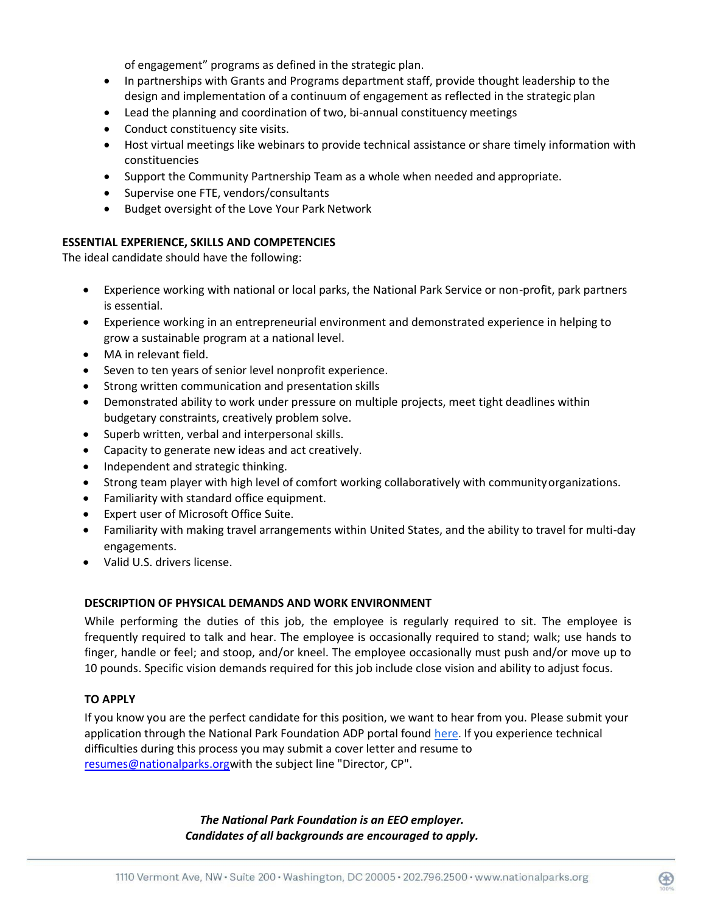of engagement" programs as defined in the strategic plan.

- In partnerships with Grants and Programs department staff, provide thought leadership to the design and implementation of a continuum of engagement as reflected in the strategic plan
- Lead the planning and coordination of two, bi-annual constituency meetings
- Conduct constituency site visits.
- Host virtual meetings like webinars to provide technical assistance or share timely information with constituencies
- Support the Community Partnership Team as a whole when needed and appropriate.
- Supervise one FTE, vendors/consultants
- Budget oversight of the Love Your Park Network

**ESSENTIAL EXPERIENCE, SKILLS AND COMPETENCIES**

The ideal candidate should have the following:

- Experience working with national or local parks, the National Park Service or non-profit, park partners is essential.
- Experience working in an entrepreneurial environment and demonstrated experience in helping to grow a sustainable program at a national level.
- MA in relevant field.
- Seven to ten years of senior level nonprofit experience.
- Strong written communication and presentation skills
- Demonstrated ability to work under pressure on multiple projects, meet tight deadlines within budgetary constraints, creatively problem solve.
- Superb written, verbal and interpersonal skills.
- Capacity to generate new ideas and act creatively.
- Independent and strategic thinking.
- Strong team player with high level of comfort working collaboratively with community organizations.
- Familiarity with standard office equipment.
- Expert user of Microsoft Office Suite.
- Familiarity with making travel arrangements within United States, and the ability to travel for multi-day engagements.
- Valid U.S. drivers license.

**DESCRIPTION OF PHYSICAL DEMANDS AND WORK ENVIRONMENT**

While performing the duties of this job, the employee is regularly required to sit. The employee is frequently required to talk and hear. The employee is occasionally required to stand; walk; use hands to finger, handle or feel; and stoop, and/or kneel. The employee occasionally must push and/or move up to 10 pounds. Specific vision demands required for this job include close vision and ability to adjust focus.

**TO APPLY**

If you know you are the perfect candidate for this position, we want to hear from you. Please submit your application through the National Park Foundation ADP portal found here. If you experience technical difficulties during this process you may submit a cover letter and resume to resumes@nationalparks.orgwith the subject line "Director, CP".

***The National Park Foundation is an EEO employer.***
***Candidates of all backgrounds are encouraged to apply.***